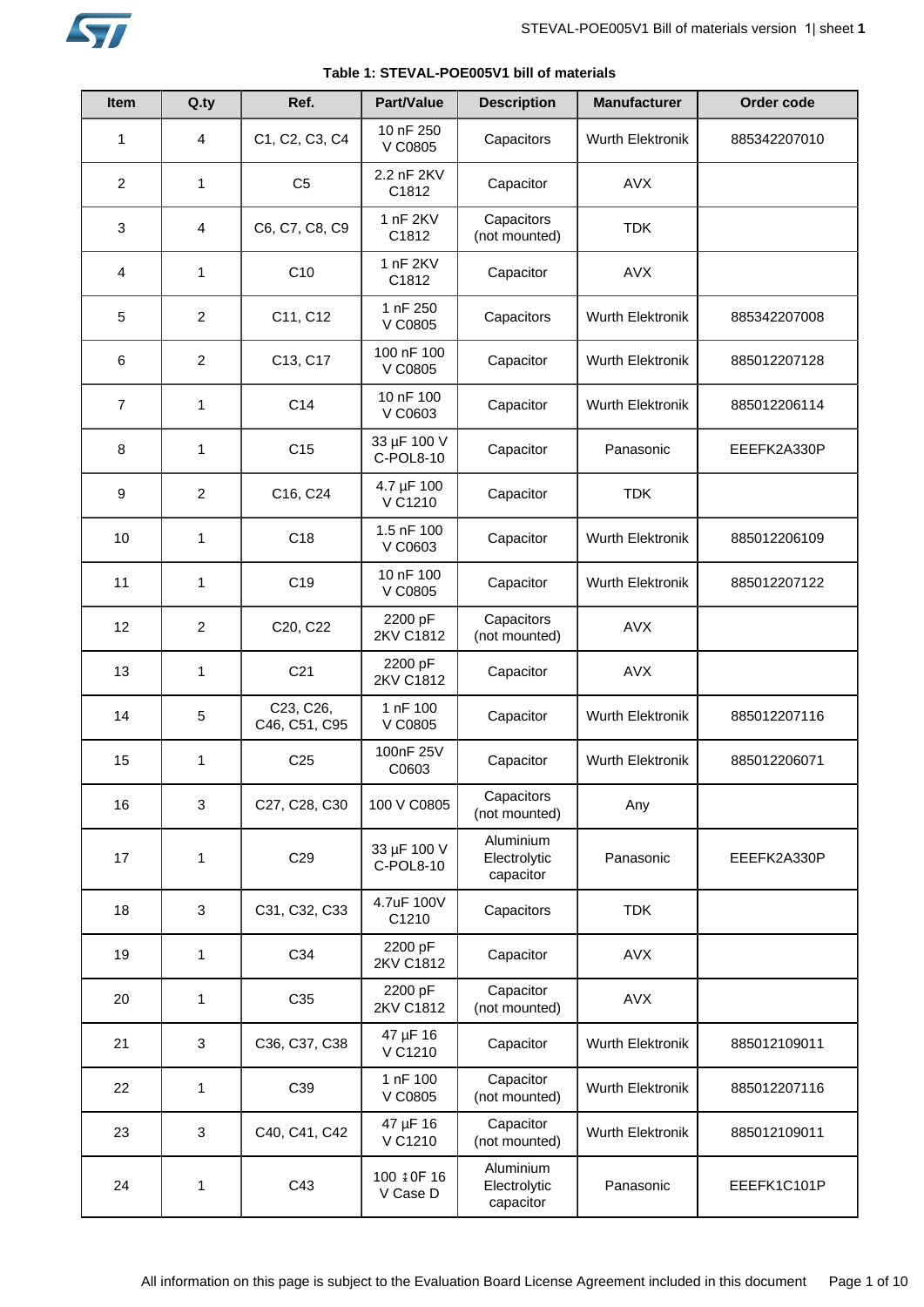**Table 1: STEVAL-POE005V1 bill of materials**

| Item | Q.ty | Ref. | Part/Value | Description | Manufacturer | Order code |
|---|---|---|---|---|---|---|
| 1 | 4 | C1, C2, C3, C4 | 10 nF 250 V C0805 | Capacitors | Wurth Elektronik | 885342207010 |
| 2 | 1 | C5 | 2.2 nF 2KV C1812 | Capacitor | AVX | |
| 3 | 4 | C6, C7, C8, C9 | 1 nF 2KV C1812 | Capacitors (not mounted) | TDK | |
| 4 | 1 | C10 | 1 nF 2KV C1812 | Capacitor | AVX | |
| 5 | 2 | C11, C12 | 1 nF 250 V C0805 | Capacitors | Wurth Elektronik | 885342207008 |
| 6 | 2 | C13, C17 | 100 nF 100 V C0805 | Capacitor | Wurth Elektronik | 885012207128 |
| 7 | 1 | C14 | 10 nF 100 V C0603 | Capacitor | Wurth Elektronik | 885012206114 |
| 8 | 1 | C15 | 33 µF 100 V C-POL8-10 | Capacitor | Panasonic | EEEFK2A330P |
| 9 | 2 | C16, C24 | 4.7 µF 100 V C1210 | Capacitor | TDK | |
| 10 | 1 | C18 | 1.5 nF 100 V C0603 | Capacitor | Wurth Elektronik | 885012206109 |
| 11 | 1 | C19 | 10 nF 100 V C0805 | Capacitor | Wurth Elektronik | 885012207122 |
| 12 | 2 | C20, C22 | 2200 pF 2KV C1812 | Capacitors (not mounted) | AVX | |
| 13 | 1 | C21 | 2200 pF 2KV C1812 | Capacitor | AVX | |
| 14 | 5 | C23, C26, C46, C51, C95 | 1 nF 100 V C0805 | Capacitor | Wurth Elektronik | 885012207116 |
| 15 | 1 | C25 | 100nF 25V C0603 | Capacitor | Wurth Elektronik | 885012206071 |
| 16 | 3 | C27, C28, C30 | 100 V C0805 | Capacitors (not mounted) | Any | |
| 17 | 1 | C29 | 33 µF 100 V C-POL8-10 | Aluminium Electrolytic capacitor | Panasonic | EEEFK2A330P |
| 18 | 3 | C31, C32, C33 | 4.7uF 100V C1210 | Capacitors | TDK | |
| 19 | 1 | C34 | 2200 pF 2KV C1812 | Capacitor | AVX | |
| 20 | 1 | C35 | 2200 pF 2KV C1812 | Capacitor (not mounted) | AVX | |
| 21 | 3 | C36, C37, C38 | 47 µF 16 V C1210 | Capacitor | Wurth Elektronik | 885012109011 |
| 22 | 1 | C39 | 1 nF 100 V C0805 | Capacitor (not mounted) | Wurth Elektronik | 885012207116 |
| 23 | 3 | C40, C41, C42 | 47 µF 16 V C1210 | Capacitor (not mounted) | Wurth Elektronik | 885012109011 |
| 24 | 1 | C43 | 100 ‡0F 16 V Case D | Aluminium Electrolytic capacitor | Panasonic | EEEFK1C101P |

All information on this page is subject to the Evaluation Board License Agreement included in this document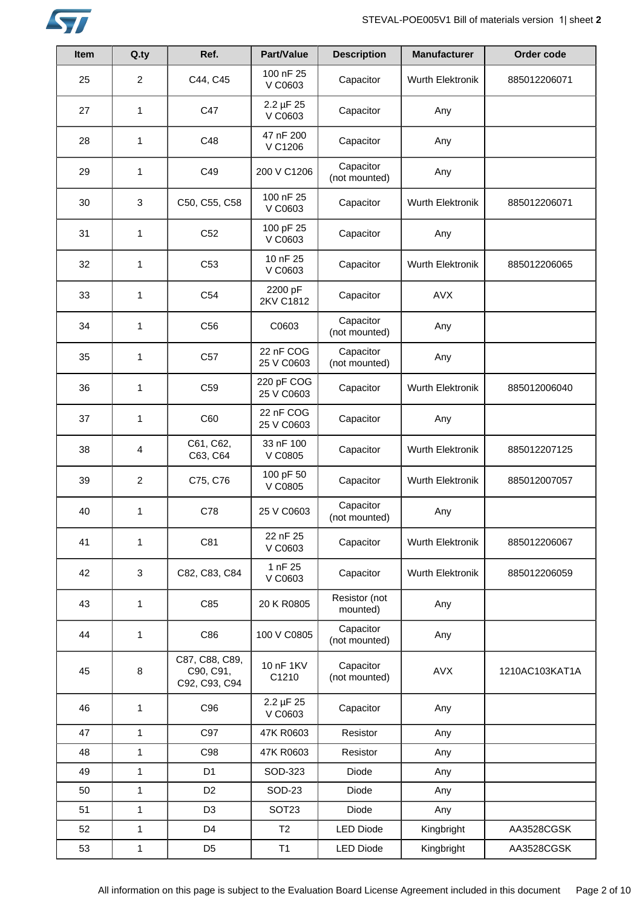| Item | Q.ty | Ref. | Part/Value | Description | Manufacturer | Order code |
| --- | --- | --- | --- | --- | --- | --- |
| 25 | 2 | C44, C45 | 100 nF 25 V C0603 | Capacitor | Wurth Elektronik | 885012206071 |
| 27 | 1 | C47 | 2.2 µF 25 V C0603 | Capacitor | Any | |
| 28 | 1 | C48 | 47 nF 200 V C1206 | Capacitor | Any | |
| 29 | 1 | C49 | 200 V C1206 | Capacitor (not mounted) | Any | |
| 30 | 3 | C50, C55, C58 | 100 nF 25 V C0603 | Capacitor | Wurth Elektronik | 885012206071 |
| 31 | 1 | C52 | 100 pF 25 V C0603 | Capacitor | Any | |
| 32 | 1 | C53 | 10 nF 25 V C0603 | Capacitor | Wurth Elektronik | 885012206065 |
| 33 | 1 | C54 | 2200 pF 2KV C1812 | Capacitor | AVX | |
| 34 | 1 | C56 | C0603 | Capacitor (not mounted) | Any | |
| 35 | 1 | C57 | 22 nF COG 25 V C0603 | Capacitor (not mounted) | Any | |
| 36 | 1 | C59 | 220 pF COG 25 V C0603 | Capacitor | Wurth Elektronik | 885012006040 |
| 37 | 1 | C60 | 22 nF COG 25 V C0603 | Capacitor | Any | |
| 38 | 4 | C61, C62, C63, C64 | 33 nF 100 V C0805 | Capacitor | Wurth Elektronik | 885012207125 |
| 39 | 2 | C75, C76 | 100 pF 50 V C0805 | Capacitor | Wurth Elektronik | 885012007057 |
| 40 | 1 | C78 | 25 V C0603 | Capacitor (not mounted) | Any | |
| 41 | 1 | C81 | 22 nF 25 V C0603 | Capacitor | Wurth Elektronik | 885012206067 |
| 42 | 3 | C82, C83, C84 | 1 nF 25 V C0603 | Capacitor | Wurth Elektronik | 885012206059 |
| 43 | 1 | C85 | 20 K R0805 | Resistor (not mounted) | Any | |
| 44 | 1 | C86 | 100 V C0805 | Capacitor (not mounted) | Any | |
| 45 | 8 | C87, C88, C89, C90, C91, C92, C93, C94 | 10 nF 1KV C1210 | Capacitor (not mounted) | AVX | 1210AC103KAT1A |
| 46 | 1 | C96 | 2.2 µF 25 V C0603 | Capacitor | Any | |
| 47 | 1 | C97 | 47K R0603 | Resistor | Any | |
| 48 | 1 | C98 | 47K R0603 | Resistor | Any | |
| 49 | 1 | D1 | SOD-323 | Diode | Any | |
| 50 | 1 | D2 | SOD-23 | Diode | Any | |
| 51 | 1 | D3 | SOT23 | Diode | Any | |
| 52 | 1 | D4 | T2 | LED Diode | Kingbright | AA3528CGSK |
| 53 | 1 | D5 | T1 | LED Diode | Kingbright | AA3528CGSK |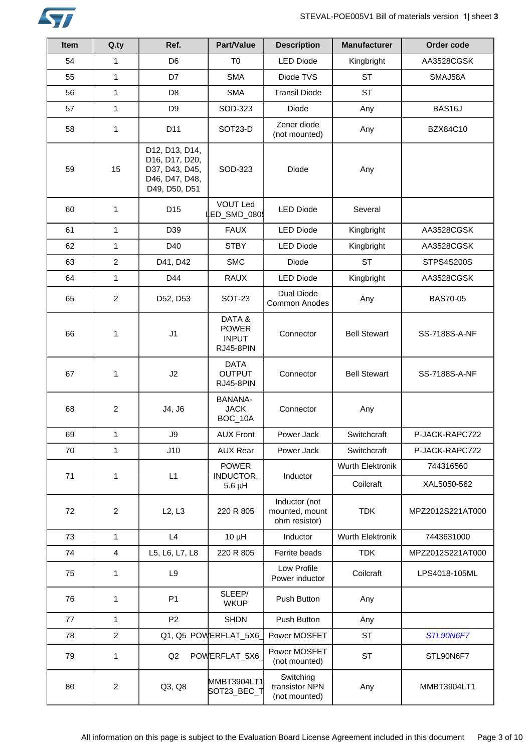| Item | Q.ty | Ref. | Part/Value | Description | Manufacturer | Order code |
|---|---|---|---|---|---|---|
| 54 | 1 | D6 | T0 | LED Diode | Kingbright | AA3528CGSK |
| 55 | 1 | D7 | SMA | Diode TVS | ST | SMAJ58A |
| 56 | 1 | D8 | SMA | Transil Diode | ST | |
| 57 | 1 | D9 | SOD-323 | Diode | Any | BAS16J |
| 58 | 1 | D11 | SOT23-D | Zener diode (not mounted) | Any | BZX84C10 |
| 59 | 15 | D12, D13, D14, D16, D17, D20, D37, D43, D45, D46, D47, D48, D49, D50, D51 | SOD-323 | Diode | Any | |
| 60 | 1 | D15 | VOUT Led LED_SMD_0805 | LED Diode | Several | |
| 61 | 1 | D39 | FAUX | LED Diode | Kingbright | AA3528CGSK |
| 62 | 1 | D40 | STBY | LED Diode | Kingbright | AA3528CGSK |
| 63 | 2 | D41, D42 | SMC | Diode | ST | STPS4S200S |
| 64 | 1 | D44 | RAUX | LED Diode | Kingbright | AA3528CGSK |
| 65 | 2 | D52, D53 | SOT-23 | Dual Diode Common Anodes | Any | BAS70-05 |
| 66 | 1 | J1 | DATA & POWER INPUT RJ45-8PIN | Connector | Bell Stewart | SS-7188S-A-NF |
| 67 | 1 | J2 | DATA OUTPUT RJ45-8PIN | Connector | Bell Stewart | SS-7188S-A-NF |
| 68 | 2 | J4, J6 | BANANA-JACK BOC_10A | Connector | Any | |
| 69 | 1 | J9 | AUX Front | Power Jack | Switchcraft | P-JACK-RAPC722 |
| 70 | 1 | J10 | AUX Rear | Power Jack | Switchcraft | P-JACK-RAPC722 |
| 71 | 1 | L1 | POWER INDUCTOR, 5.6 µH | Inductor | Wurth Elektronik | 744316560 |
| | | | | | Coilcraft | XAL5050-562 |
| 72 | 2 | L2, L3 | 220 R 805 | Inductor (not mounted, mount ohm resistor) | TDK | MPZ2012S221AT000 |
| 73 | 1 | L4 | 10 µH | Inductor | Wurth Elektronik | 7443631000 |
| 74 | 4 | L5, L6, L7, L8 | 220 R 805 | Ferrite beads | TDK | MPZ2012S221AT000 |
| 75 | 1 | L9 | | Low Profile Power inductor | Coilcraft | LPS4018-105ML |
| 76 | 1 | P1 | SLEEP/ WKUP | Push Button | Any | |
| 77 | 1 | P2 | SHDN | Push Button | Any | |
| 78 | 2 | Q1, Q5 | POWERFLAT_5X6_ | Power MOSFET | ST | *STL90N6F7* |
| 79 | 1 | Q2 | POWERFLAT_5X6_ | Power MOSFET (not mounted) | ST | STL90N6F7 |
| 80 | 2 | Q3, Q8 | MMBT3904LT1 SOT23_BEC_T | Switching transistor NPN (not mounted) | Any | MMBT3904LT1 |

All information on this page is subject to the Evaluation Board License Agreement included in this document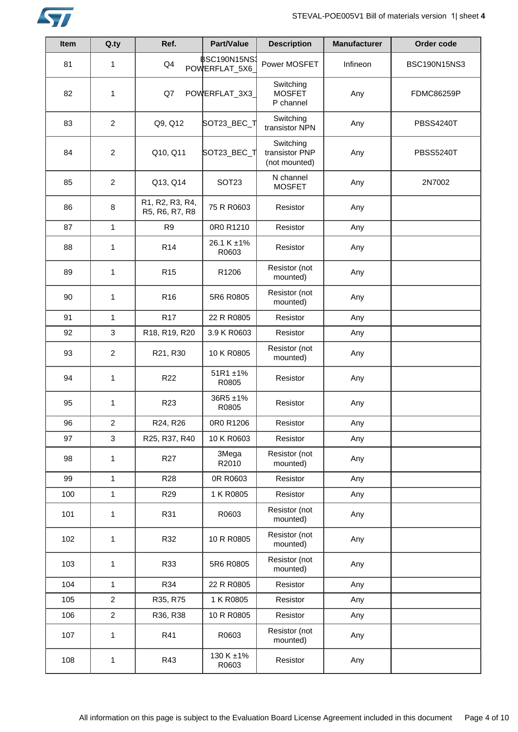| Item | Q.ty | Ref. | Part/Value | Description | Manufacturer | Order code |
|---|---|---|---|---|---|---|
| 81 | 1 | Q4 | BSC190N15NS3 POWERFLAT_5X6_ | Power MOSFET | Infineon | BSC190N15NS3 |
| 82 | 1 | Q7 | POWERFLAT_3X3_ | Switching MOSFET P channel | Any | FDMC86259P |
| 83 | 2 | Q9, Q12 | SOT23_BEC_T | Switching transistor NPN | Any | PBSS4240T |
| 84 | 2 | Q10, Q11 | SOT23_BEC_T | Switching transistor PNP (not mounted) | Any | PBSS5240T |
| 85 | 2 | Q13, Q14 | SOT23 | N channel MOSFET | Any | 2N7002 |
| 86 | 8 | R1, R2, R3, R4, R5, R6, R7, R8 | 75 R R0603 | Resistor | Any | |
| 87 | 1 | R9 | 0R0 R1210 | Resistor | Any | |
| 88 | 1 | R14 | 26.1 K ±1% R0603 | Resistor | Any | |
| 89 | 1 | R15 | R1206 | Resistor (not mounted) | Any | |
| 90 | 1 | R16 | 5R6 R0805 | Resistor (not mounted) | Any | |
| 91 | 1 | R17 | 22 R R0805 | Resistor | Any | |
| 92 | 3 | R18, R19, R20 | 3.9 K R0603 | Resistor | Any | |
| 93 | 2 | R21, R30 | 10 K R0805 | Resistor (not mounted) | Any | |
| 94 | 1 | R22 | 51R1 ±1% R0805 | Resistor | Any | |
| 95 | 1 | R23 | 36R5 ±1% R0805 | Resistor | Any | |
| 96 | 2 | R24, R26 | 0R0 R1206 | Resistor | Any | |
| 97 | 3 | R25, R37, R40 | 10 K R0603 | Resistor | Any | |
| 98 | 1 | R27 | 3Mega R2010 | Resistor (not mounted) | Any | |
| 99 | 1 | R28 | 0R R0603 | Resistor | Any | |
| 100 | 1 | R29 | 1 K R0805 | Resistor | Any | |
| 101 | 1 | R31 | R0603 | Resistor (not mounted) | Any | |
| 102 | 1 | R32 | 10 R R0805 | Resistor (not mounted) | Any | |
| 103 | 1 | R33 | 5R6 R0805 | Resistor (not mounted) | Any | |
| 104 | 1 | R34 | 22 R R0805 | Resistor | Any | |
| 105 | 2 | R35, R75 | 1 K R0805 | Resistor | Any | |
| 106 | 2 | R36, R38 | 10 R R0805 | Resistor | Any | |
| 107 | 1 | R41 | R0603 | Resistor (not mounted) | Any | |
| 108 | 1 | R43 | 130 K ±1% R0603 | Resistor | Any | |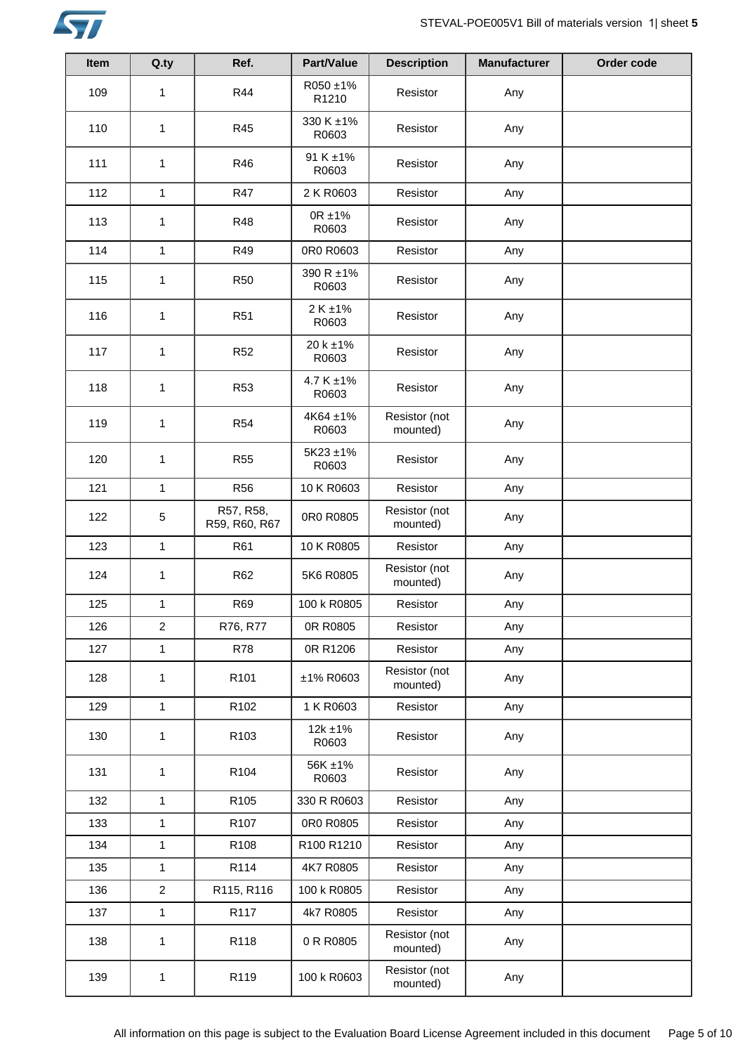| Item | Q.ty | Ref. | Part/Value | Description | Manufacturer | Order code |
| --- | --- | --- | --- | --- | --- | --- |
| 109 | 1 | R44 | R050 ±1% R1210 | Resistor | Any | |
| 110 | 1 | R45 | 330 K ±1% R0603 | Resistor | Any | |
| 111 | 1 | R46 | 91 K ±1% R0603 | Resistor | Any | |
| 112 | 1 | R47 | 2 K R0603 | Resistor | Any | |
| 113 | 1 | R48 | 0R ±1% R0603 | Resistor | Any | |
| 114 | 1 | R49 | 0R0 R0603 | Resistor | Any | |
| 115 | 1 | R50 | 390 R ±1% R0603 | Resistor | Any | |
| 116 | 1 | R51 | 2 K ±1% R0603 | Resistor | Any | |
| 117 | 1 | R52 | 20 k ±1% R0603 | Resistor | Any | |
| 118 | 1 | R53 | 4.7 K ±1% R0603 | Resistor | Any | |
| 119 | 1 | R54 | 4K64 ±1% R0603 | Resistor (not mounted) | Any | |
| 120 | 1 | R55 | 5K23 ±1% R0603 | Resistor | Any | |
| 121 | 1 | R56 | 10 K R0603 | Resistor | Any | |
| 122 | 5 | R57, R58, R59, R60, R67 | 0R0 R0805 | Resistor (not mounted) | Any | |
| 123 | 1 | R61 | 10 K R0805 | Resistor | Any | |
| 124 | 1 | R62 | 5K6 R0805 | Resistor (not mounted) | Any | |
| 125 | 1 | R69 | 100 k R0805 | Resistor | Any | |
| 126 | 2 | R76, R77 | 0R R0805 | Resistor | Any | |
| 127 | 1 | R78 | 0R R1206 | Resistor | Any | |
| 128 | 1 | R101 | ±1% R0603 | Resistor (not mounted) | Any | |
| 129 | 1 | R102 | 1 K R0603 | Resistor | Any | |
| 130 | 1 | R103 | 12k ±1% R0603 | Resistor | Any | |
| 131 | 1 | R104 | 56K ±1% R0603 | Resistor | Any | |
| 132 | 1 | R105 | 330 R R0603 | Resistor | Any | |
| 133 | 1 | R107 | 0R0 R0805 | Resistor | Any | |
| 134 | 1 | R108 | R100 R1210 | Resistor | Any | |
| 135 | 1 | R114 | 4K7 R0805 | Resistor | Any | |
| 136 | 2 | R115, R116 | 100 k R0805 | Resistor | Any | |
| 137 | 1 | R117 | 4k7 R0805 | Resistor | Any | |
| 138 | 1 | R118 | 0 R R0805 | Resistor (not mounted) | Any | |
| 139 | 1 | R119 | 100 k R0603 | Resistor (not mounted) | Any | |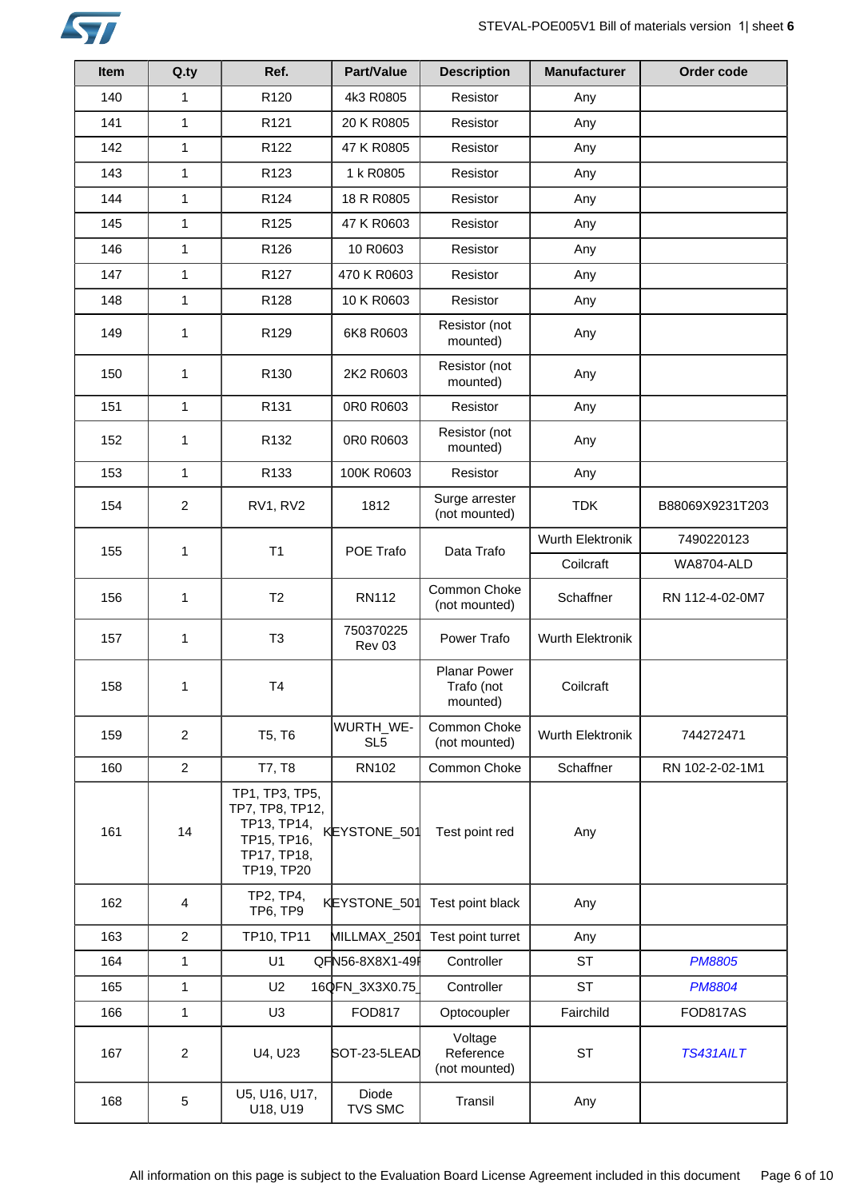| Item | Q.ty | Ref. | Part/Value | Description | Manufacturer | Order code |
|---|---|---|---|---|---|---|
| 140 | 1 | R120 | 4k3 R0805 | Resistor | Any | |
| 141 | 1 | R121 | 20 K R0805 | Resistor | Any | |
| 142 | 1 | R122 | 47 K R0805 | Resistor | Any | |
| 143 | 1 | R123 | 1 k R0805 | Resistor | Any | |
| 144 | 1 | R124 | 18 R R0805 | Resistor | Any | |
| 145 | 1 | R125 | 47 K R0603 | Resistor | Any | |
| 146 | 1 | R126 | 10 R0603 | Resistor | Any | |
| 147 | 1 | R127 | 470 K R0603 | Resistor | Any | |
| 148 | 1 | R128 | 10 K R0603 | Resistor | Any | |
| 149 | 1 | R129 | 6K8 R0603 | Resistor (not mounted) | Any | |
| 150 | 1 | R130 | 2K2 R0603 | Resistor (not mounted) | Any | |
| 151 | 1 | R131 | 0R0 R0603 | Resistor | Any | |
| 152 | 1 | R132 | 0R0 R0603 | Resistor (not mounted) | Any | |
| 153 | 1 | R133 | 100K R0603 | Resistor | Any | |
| 154 | 2 | RV1, RV2 | 1812 | Surge arrester (not mounted) | TDK | B88069X9231T203 |
| 155 | 1 | T1 | POE Trafo | Data Trafo | Wurth Elektronik | 7490220123 |
| | | | | | Coilcraft | WA8704-ALD |
| 156 | 1 | T2 | RN112 | Common Choke (not mounted) | Schaffner | RN 112-4-02-0M7 |
| 157 | 1 | T3 | 750370225 Rev 03 | Power Trafo | Wurth Elektronik | |
| 158 | 1 | T4 | | Planar Power Trafo (not mounted) | Coilcraft | |
| 159 | 2 | T5, T6 | WURTH_WE-SL5 | Common Choke (not mounted) | Wurth Elektronik | 744272471 |
| 160 | 2 | T7, T8 | RN102 | Common Choke | Schaffner | RN 102-2-02-1M1 |
| 161 | 14 | TP1, TP3, TP5, TP7, TP8, TP12, TP13, TP14, TP15, TP16, TP17, TP18, TP19, TP20 | KEYSTONE_501 | Test point red | Any | |
| 162 | 4 | TP2, TP4, TP6, TP9 | KEYSTONE_501 | Test point black | Any | |
| 163 | 2 | TP10, TP11 | MILLMAX_2501 | Test point turret | Any | |
| 164 | 1 | U1 | QFN56-8X8X1-49P | Controller | ST | PM8805 |
| 165 | 1 | U2 | 16QFN_3X3X0.75_ | Controller | ST | PM8804 |
| 166 | 1 | U3 | FOD817 | Optocoupler | Fairchild | FOD817AS |
| 167 | 2 | U4, U23 | SOT-23-5LEAD | Voltage Reference (not mounted) | ST | TS431AILT |
| 168 | 5 | U5, U16, U17, U18, U19 | Diode TVS SMC | Transil | Any | |

All information on this page is subject to the Evaluation Board License Agreement included in this document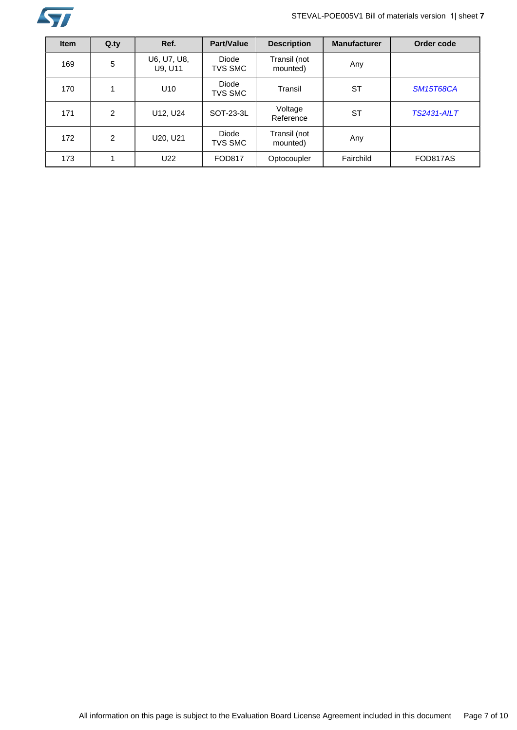| Item | Q.ty | Ref. | Part/Value | Description | Manufacturer | Order code |
|---|---|---|---|---|---|---|
| 169 | 5 | U6, U7, U8, U9, U11 | Diode TVS SMC | Transil (not mounted) | Any | |
| 170 | 1 | U10 | Diode TVS SMC | Transil | ST | SM15T68CA |
| 171 | 2 | U12, U24 | SOT-23-3L | Voltage Reference | ST | TS2431-AILT |
| 172 | 2 | U20, U21 | Diode TVS SMC | Transil (not mounted) | Any | |
| 173 | 1 | U22 | FOD817 | Optocoupler | Fairchild | FOD817AS |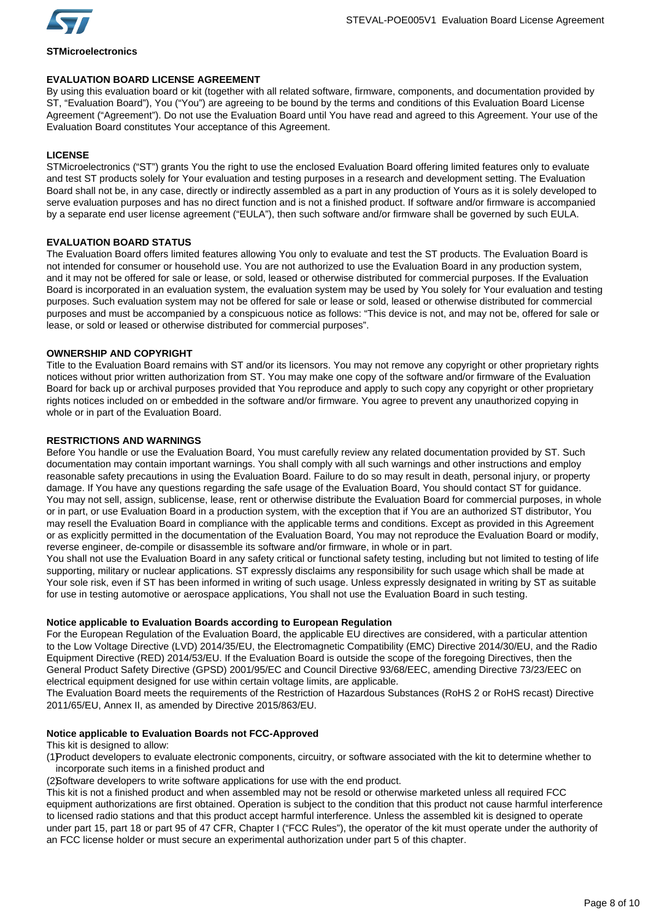**STMicroelectronics**

## EVALUATION BOARD LICENSE AGREEMENT

By using this evaluation board or kit (together with all related software, firmware, components, and documentation provided by ST, “Evaluation Board”), You (“You”) are agreeing to be bound by the terms and conditions of this Evaluation Board License Agreement (“Agreement”). Do not use the Evaluation Board until You have read and agreed to this Agreement. Your use of the Evaluation Board constitutes Your acceptance of this Agreement.

## LICENSE

STMicroelectronics (“ST”) grants You the right to use the enclosed Evaluation Board offering limited features only to evaluate and test ST products solely for Your evaluation and testing purposes in a research and development setting. The Evaluation Board shall not be, in any case, directly or indirectly assembled as a part in any production of Yours as it is solely developed to serve evaluation purposes and has no direct function and is not a finished product. If software and/or firmware is accompanied by a separate end user license agreement (“EULA”), then such software and/or firmware shall be governed by such EULA.

## EVALUATION BOARD STATUS

The Evaluation Board offers limited features allowing You only to evaluate and test the ST products. The Evaluation Board is not intended for consumer or household use. You are not authorized to use the Evaluation Board in any production system, and it may not be offered for sale or lease, or sold, leased or otherwise distributed for commercial purposes. If the Evaluation Board is incorporated in an evaluation system, the evaluation system may be used by You solely for Your evaluation and testing purposes. Such evaluation system may not be offered for sale or lease or sold, leased or otherwise distributed for commercial purposes and must be accompanied by a conspicuous notice as follows: “This device is not, and may not be, offered for sale or lease, or sold or leased or otherwise distributed for commercial purposes”.

## OWNERSHIP AND COPYRIGHT

Title to the Evaluation Board remains with ST and/or its licensors. You may not remove any copyright or other proprietary rights notices without prior written authorization from ST. You may make one copy of the software and/or firmware of the Evaluation Board for back up or archival purposes provided that You reproduce and apply to such copy any copyright or other proprietary rights notices included on or embedded in the software and/or firmware. You agree to prevent any unauthorized copying in whole or in part of the Evaluation Board.

## RESTRICTIONS AND WARNINGS

Before You handle or use the Evaluation Board, You must carefully review any related documentation provided by ST. Such documentation may contain important warnings. You shall comply with all such warnings and other instructions and employ reasonable safety precautions in using the Evaluation Board. Failure to do so may result in death, personal injury, or property damage. If You have any questions regarding the safe usage of the Evaluation Board, You should contact ST for guidance. You may not sell, assign, sublicense, lease, rent or otherwise distribute the Evaluation Board for commercial purposes, in whole or in part, or use Evaluation Board in a production system, with the exception that if You are an authorized ST distributor, You may resell the Evaluation Board in compliance with the applicable terms and conditions. Except as provided in this Agreement or as explicitly permitted in the documentation of the Evaluation Board, You may not reproduce the Evaluation Board or modify, reverse engineer, de-compile or disassemble its software and/or firmware, in whole or in part.

You shall not use the Evaluation Board in any safety critical or functional safety testing, including but not limited to testing of life supporting, military or nuclear applications. ST expressly disclaims any responsibility for such usage which shall be made at Your sole risk, even if ST has been informed in writing of such usage. Unless expressly designated in writing by ST as suitable for use in testing automotive or aerospace applications, You shall not use the Evaluation Board in such testing.

### Notice applicable to Evaluation Boards according to European Regulation

For the European Regulation of the Evaluation Board, the applicable EU directives are considered, with a particular attention to the Low Voltage Directive (LVD) 2014/35/EU, the Electromagnetic Compatibility (EMC) Directive 2014/30/EU, and the Radio Equipment Directive (RED) 2014/53/EU. If the Evaluation Board is outside the scope of the foregoing Directives, then the General Product Safety Directive (GPSD) 2001/95/EC and Council Directive 93/68/EEC, amending Directive 73/23/EEC on electrical equipment designed for use within certain voltage limits, are applicable.

The Evaluation Board meets the requirements of the Restriction of Hazardous Substances (RoHS 2 or RoHS recast) Directive 2011/65/EU, Annex II, as amended by Directive 2015/863/EU.

### Notice applicable to Evaluation Boards not FCC-Approved

This kit is designed to allow:

(1) Product developers to evaluate electronic components, circuitry, or software associated with the kit to determine whether to incorporate such items in a finished product and

(2) Software developers to write software applications for use with the end product.

This kit is not a finished product and when assembled may not be resold or otherwise marketed unless all required FCC equipment authorizations are first obtained. Operation is subject to the condition that this product not cause harmful interference to licensed radio stations and that this product accept harmful interference. Unless the assembled kit is designed to operate under part 15, part 18 or part 95 of 47 CFR, Chapter I (“FCC Rules”), the operator of the kit must operate under the authority of an FCC license holder or must secure an experimental authorization under part 5 of this chapter.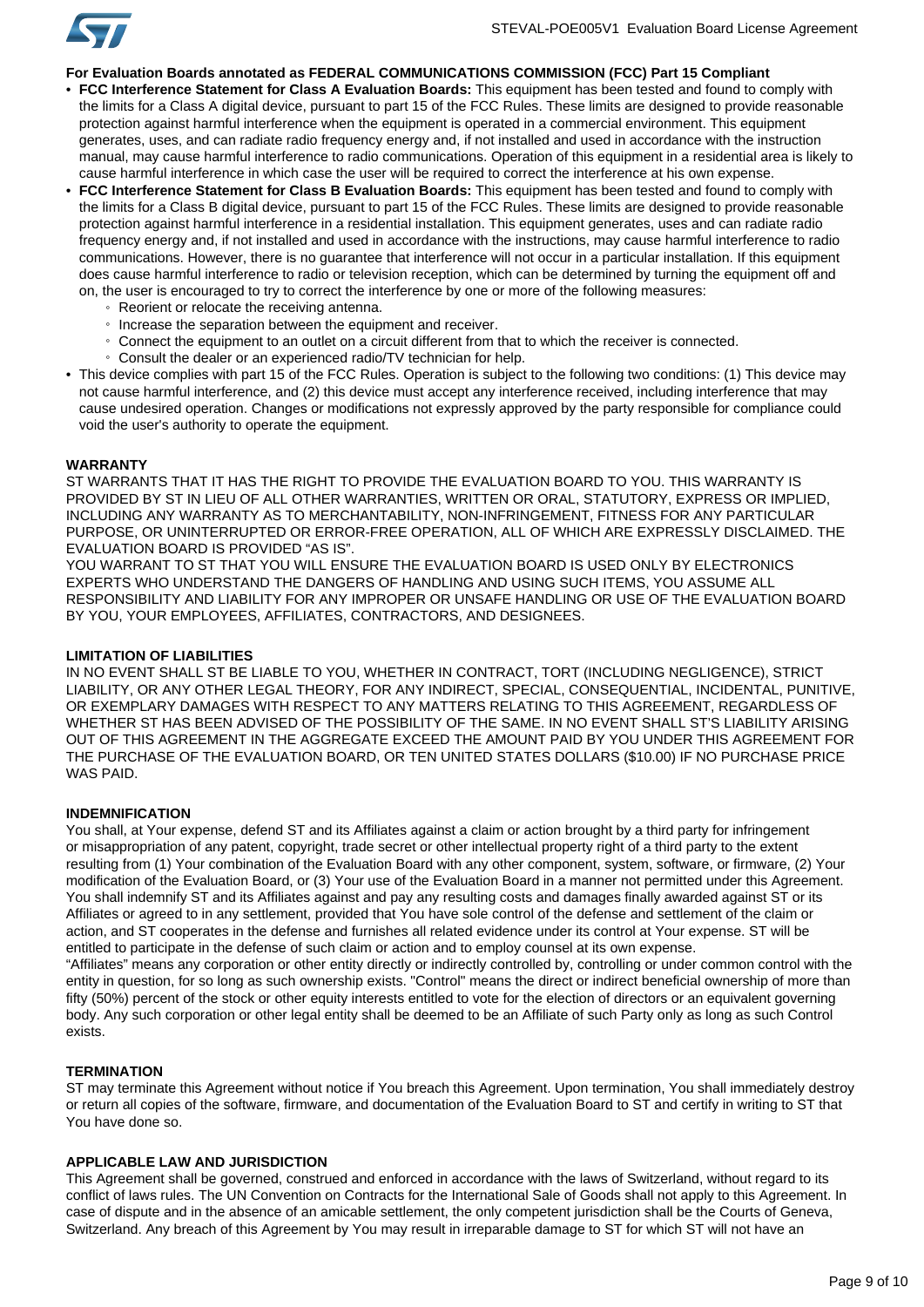**For Evaluation Boards annotated as FEDERAL COMMUNICATIONS COMMISSION (FCC) Part 15 Compliant**

- **FCC Interference Statement for Class A Evaluation Boards:** This equipment has been tested and found to comply with the limits for a Class A digital device, pursuant to part 15 of the FCC Rules. These limits are designed to provide reasonable protection against harmful interference when the equipment is operated in a commercial environment. This equipment generates, uses, and can radiate radio frequency energy and, if not installed and used in accordance with the instruction manual, may cause harmful interference to radio communications. Operation of this equipment in a residential area is likely to cause harmful interference in which case the user will be required to correct the interference at his own expense.
- **FCC Interference Statement for Class B Evaluation Boards:** This equipment has been tested and found to comply with the limits for a Class B digital device, pursuant to part 15 of the FCC Rules. These limits are designed to provide reasonable protection against harmful interference in a residential installation. This equipment generates, uses and can radiate radio frequency energy and, if not installed and used in accordance with the instructions, may cause harmful interference to radio communications. However, there is no guarantee that interference will not occur in a particular installation. If this equipment does cause harmful interference to radio or television reception, which can be determined by turning the equipment off and on, the user is encouraged to try to correct the interference by one or more of the following measures:
  - Reorient or relocate the receiving antenna.
  - Increase the separation between the equipment and receiver.
  - Connect the equipment to an outlet on a circuit different from that to which the receiver is connected.
  - Consult the dealer or an experienced radio/TV technician for help.
- This device complies with part 15 of the FCC Rules. Operation is subject to the following two conditions: (1) This device may not cause harmful interference, and (2) this device must accept any interference received, including interference that may cause undesired operation. Changes or modifications not expressly approved by the party responsible for compliance could void the user's authority to operate the equipment.

**WARRANTY**

ST WARRANTS THAT IT HAS THE RIGHT TO PROVIDE THE EVALUATION BOARD TO YOU. THIS WARRANTY IS PROVIDED BY ST IN LIEU OF ALL OTHER WARRANTIES, WRITTEN OR ORAL, STATUTORY, EXPRESS OR IMPLIED, INCLUDING ANY WARRANTY AS TO MERCHANTABILITY, NON-INFRINGEMENT, FITNESS FOR ANY PARTICULAR PURPOSE, OR UNINTERRUPTED OR ERROR-FREE OPERATION, ALL OF WHICH ARE EXPRESSLY DISCLAIMED. THE EVALUATION BOARD IS PROVIDED "AS IS".

YOU WARRANT TO ST THAT YOU WILL ENSURE THE EVALUATION BOARD IS USED ONLY BY ELECTRONICS EXPERTS WHO UNDERSTAND THE DANGERS OF HANDLING AND USING SUCH ITEMS, YOU ASSUME ALL RESPONSIBILITY AND LIABILITY FOR ANY IMPROPER OR UNSAFE HANDLING OR USE OF THE EVALUATION BOARD BY YOU, YOUR EMPLOYEES, AFFILIATES, CONTRACTORS, AND DESIGNEES.

**LIMITATION OF LIABILITIES**

IN NO EVENT SHALL ST BE LIABLE TO YOU, WHETHER IN CONTRACT, TORT (INCLUDING NEGLIGENCE), STRICT LIABILITY, OR ANY OTHER LEGAL THEORY, FOR ANY INDIRECT, SPECIAL, CONSEQUENTIAL, INCIDENTAL, PUNITIVE, OR EXEMPLARY DAMAGES WITH RESPECT TO ANY MATTERS RELATING TO THIS AGREEMENT, REGARDLESS OF WHETHER ST HAS BEEN ADVISED OF THE POSSIBILITY OF THE SAME. IN NO EVENT SHALL ST'S LIABILITY ARISING OUT OF THIS AGREEMENT IN THE AGGREGATE EXCEED THE AMOUNT PAID BY YOU UNDER THIS AGREEMENT FOR THE PURCHASE OF THE EVALUATION BOARD, OR TEN UNITED STATES DOLLARS ($10.00) IF NO PURCHASE PRICE WAS PAID.

**INDEMNIFICATION**

You shall, at Your expense, defend ST and its Affiliates against a claim or action brought by a third party for infringement or misappropriation of any patent, copyright, trade secret or other intellectual property right of a third party to the extent resulting from (1) Your combination of the Evaluation Board with any other component, system, software, or firmware, (2) Your modification of the Evaluation Board, or (3) Your use of the Evaluation Board in a manner not permitted under this Agreement. You shall indemnify ST and its Affiliates against and pay any resulting costs and damages finally awarded against ST or its Affiliates or agreed to in any settlement, provided that You have sole control of the defense and settlement of the claim or action, and ST cooperates in the defense and furnishes all related evidence under its control at Your expense. ST will be entitled to participate in the defense of such claim or action and to employ counsel at its own expense.

"Affiliates" means any corporation or other entity directly or indirectly controlled by, controlling or under common control with the entity in question, for so long as such ownership exists. "Control" means the direct or indirect beneficial ownership of more than fifty (50%) percent of the stock or other equity interests entitled to vote for the election of directors or an equivalent governing body. Any such corporation or other legal entity shall be deemed to be an Affiliate of such Party only as long as such Control exists.

**TERMINATION**

ST may terminate this Agreement without notice if You breach this Agreement. Upon termination, You shall immediately destroy or return all copies of the software, firmware, and documentation of the Evaluation Board to ST and certify in writing to ST that You have done so.

**APPLICABLE LAW AND JURISDICTION**

This Agreement shall be governed, construed and enforced in accordance with the laws of Switzerland, without regard to its conflict of laws rules. The UN Convention on Contracts for the International Sale of Goods shall not apply to this Agreement. In case of dispute and in the absence of an amicable settlement, the only competent jurisdiction shall be the Courts of Geneva, Switzerland. Any breach of this Agreement by You may result in irreparable damage to ST for which ST will not have an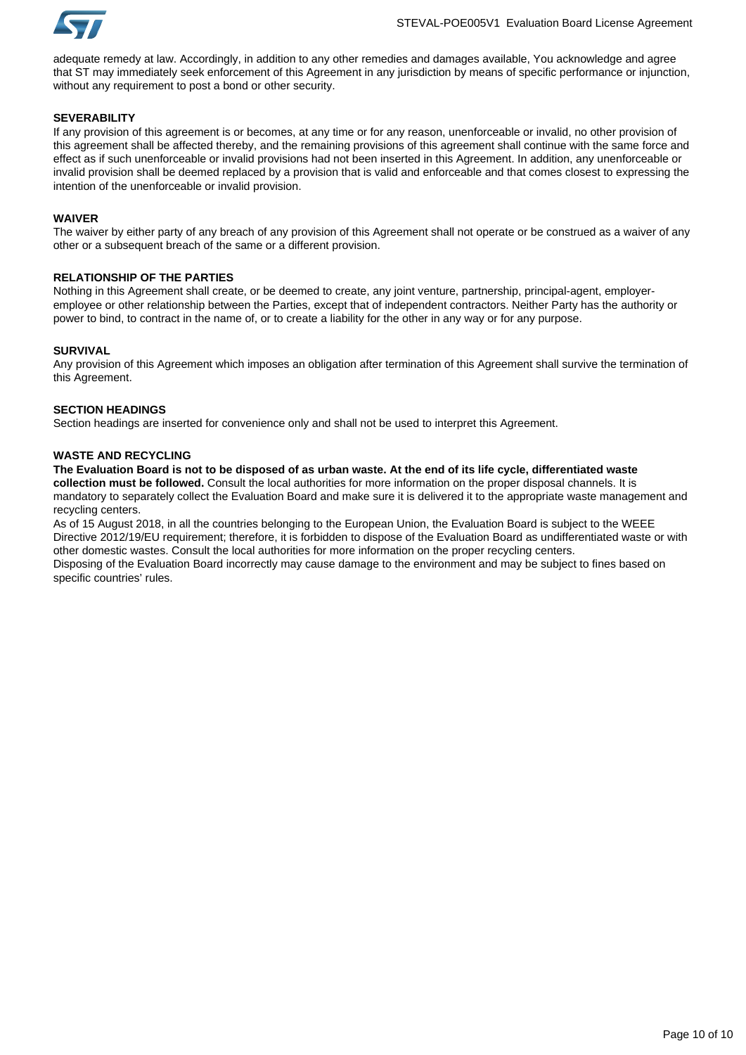adequate remedy at law. Accordingly, in addition to any other remedies and damages available, You acknowledge and agree that ST may immediately seek enforcement of this Agreement in any jurisdiction by means of specific performance or injunction, without any requirement to post a bond or other security.

**SEVERABILITY**

If any provision of this agreement is or becomes, at any time or for any reason, unenforceable or invalid, no other provision of this agreement shall be affected thereby, and the remaining provisions of this agreement shall continue with the same force and effect as if such unenforceable or invalid provisions had not been inserted in this Agreement. In addition, any unenforceable or invalid provision shall be deemed replaced by a provision that is valid and enforceable and that comes closest to expressing the intention of the unenforceable or invalid provision.

**WAIVER**

The waiver by either party of any breach of any provision of this Agreement shall not operate or be construed as a waiver of any other or a subsequent breach of the same or a different provision.

**RELATIONSHIP OF THE PARTIES**

Nothing in this Agreement shall create, or be deemed to create, any joint venture, partnership, principal-agent, employer-employee or other relationship between the Parties, except that of independent contractors. Neither Party has the authority or power to bind, to contract in the name of, or to create a liability for the other in any way or for any purpose.

**SURVIVAL**

Any provision of this Agreement which imposes an obligation after termination of this Agreement shall survive the termination of this Agreement.

**SECTION HEADINGS**

Section headings are inserted for convenience only and shall not be used to interpret this Agreement.

**WASTE AND RECYCLING**

**The Evaluation Board is not to be disposed of as urban waste. At the end of its life cycle, differentiated waste collection must be followed.** Consult the local authorities for more information on the proper disposal channels. It is mandatory to separately collect the Evaluation Board and make sure it is delivered it to the appropriate waste management and recycling centers.

As of 15 August 2018, in all the countries belonging to the European Union, the Evaluation Board is subject to the WEEE Directive 2012/19/EU requirement; therefore, it is forbidden to dispose of the Evaluation Board as undifferentiated waste or with other domestic wastes. Consult the local authorities for more information on the proper recycling centers.

Disposing of the Evaluation Board incorrectly may cause damage to the environment and may be subject to fines based on specific countries' rules.